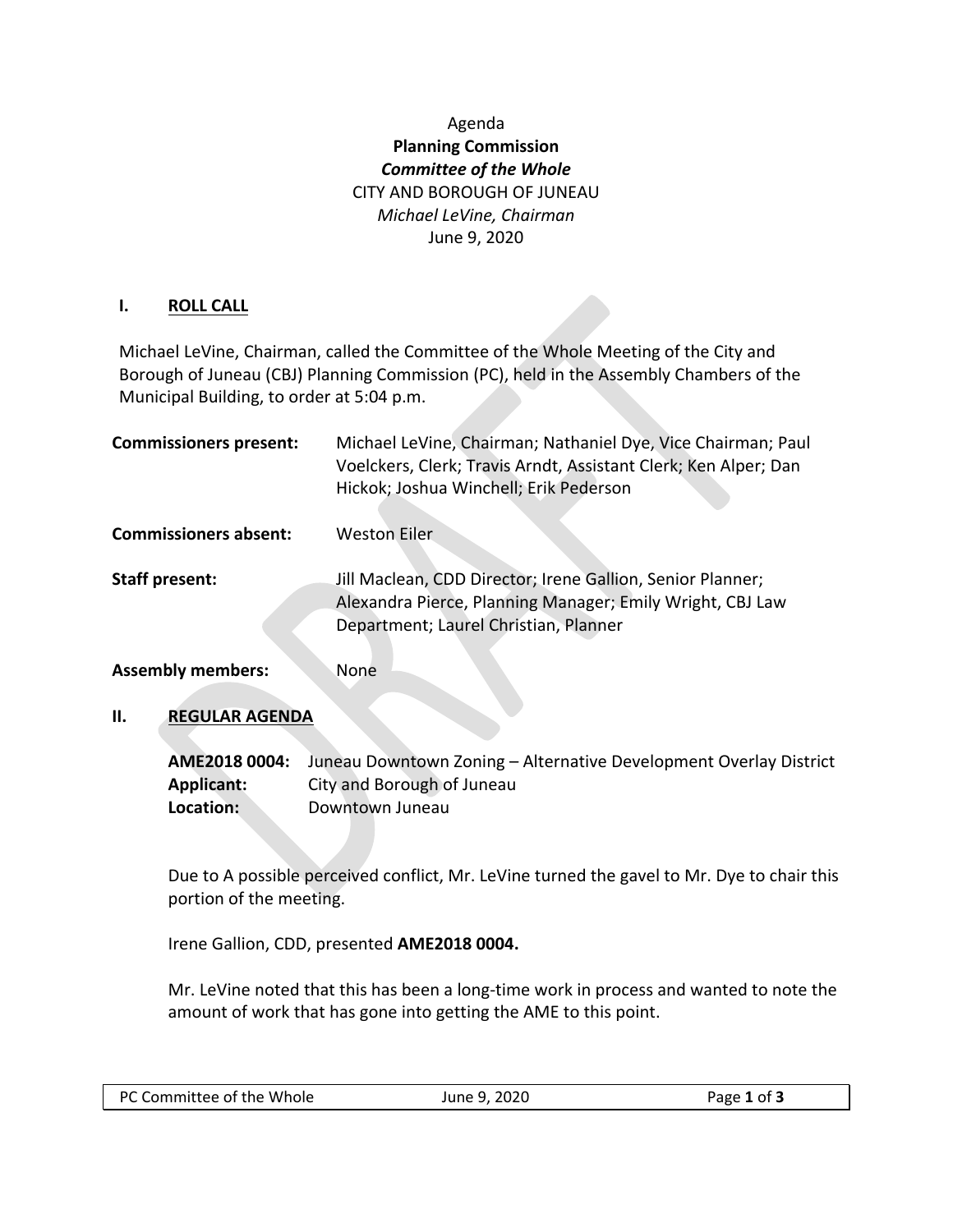Agenda

**Planning Commission**

***Committee of the Whole***

CITY AND BOROUGH OF JUNEAU

*Michael LeVine, Chairman*

June 9, 2020

## I. ROLL CALL

Michael LeVine, Chairman, called the Committee of the Whole Meeting of the City and Borough of Juneau (CBJ) Planning Commission (PC), held in the Assembly Chambers of the Municipal Building, to order at 5:04 p.m.

**Commissioners present:** Michael LeVine, Chairman; Nathaniel Dye, Vice Chairman; Paul Voelckers, Clerk; Travis Arndt, Assistant Clerk; Ken Alper; Dan Hickok; Joshua Winchell; Erik Pederson

**Commissioners absent:** Weston Eiler

**Staff present:** Jill Maclean, CDD Director; Irene Gallion, Senior Planner; Alexandra Pierce, Planning Manager; Emily Wright, CBJ Law Department; Laurel Christian, Planner

**Assembly members:** None

## II. REGULAR AGENDA

**AME2018 0004:** Juneau Downtown Zoning – Alternative Development Overlay District
**Applicant:** City and Borough of Juneau
**Location:** Downtown Juneau

Due to A possible perceived conflict, Mr. LeVine turned the gavel to Mr. Dye to chair this portion of the meeting.

Irene Gallion, CDD, presented **AME2018 0004.**

Mr. LeVine noted that this has been a long-time work in process and wanted to note the amount of work that has gone into getting the AME to this point.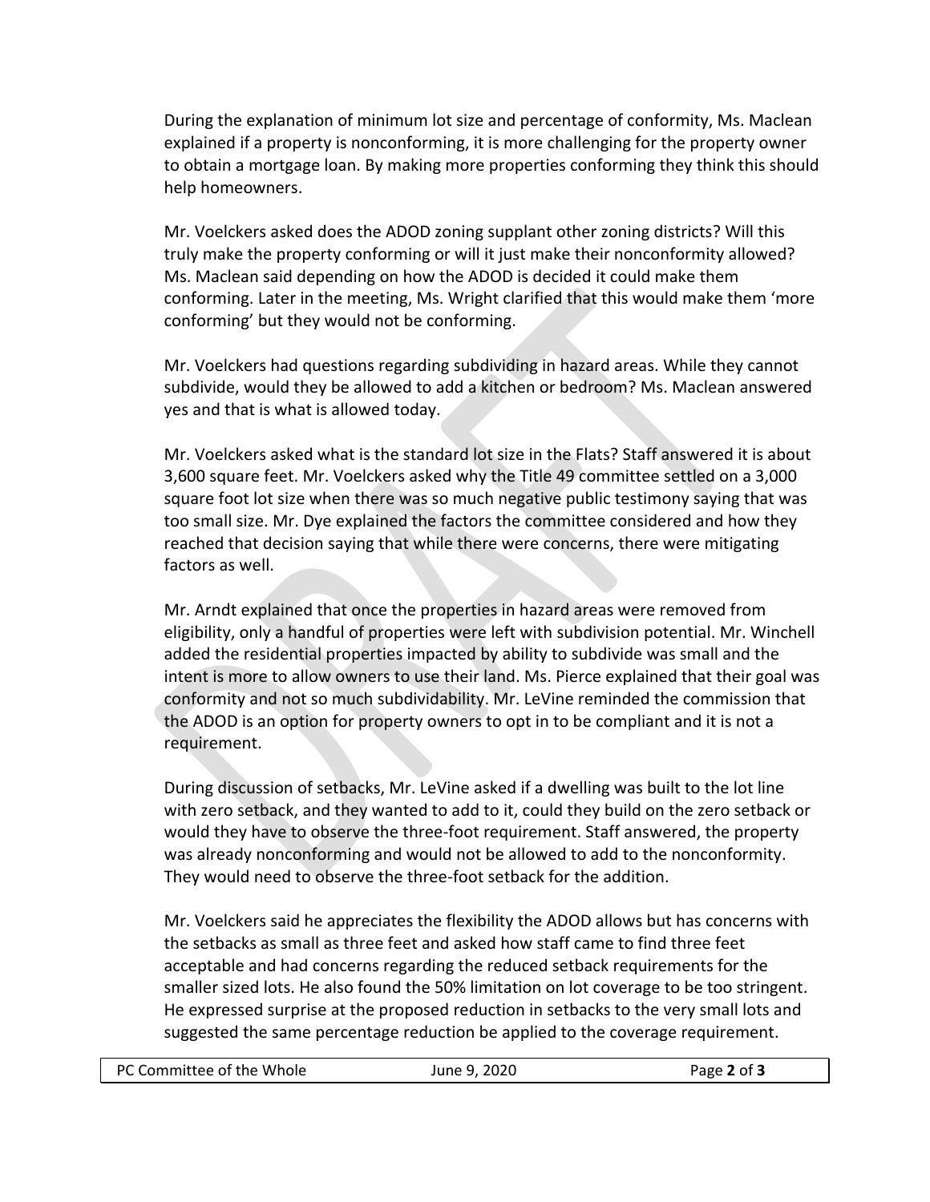During the explanation of minimum lot size and percentage of conformity, Ms. Maclean explained if a property is nonconforming, it is more challenging for the property owner to obtain a mortgage loan. By making more properties conforming they think this should help homeowners.

Mr. Voelckers asked does the ADOD zoning supplant other zoning districts? Will this truly make the property conforming or will it just make their nonconformity allowed? Ms. Maclean said depending on how the ADOD is decided it could make them conforming. Later in the meeting, Ms. Wright clarified that this would make them 'more conforming' but they would not be conforming.

Mr. Voelckers had questions regarding subdividing in hazard areas. While they cannot subdivide, would they be allowed to add a kitchen or bedroom? Ms. Maclean answered yes and that is what is allowed today.

Mr. Voelckers asked what is the standard lot size in the Flats? Staff answered it is about 3,600 square feet. Mr. Voelckers asked why the Title 49 committee settled on a 3,000 square foot lot size when there was so much negative public testimony saying that was too small size. Mr. Dye explained the factors the committee considered and how they reached that decision saying that while there were concerns, there were mitigating factors as well.

Mr. Arndt explained that once the properties in hazard areas were removed from eligibility, only a handful of properties were left with subdivision potential. Mr. Winchell added the residential properties impacted by ability to subdivide was small and the intent is more to allow owners to use their land. Ms. Pierce explained that their goal was conformity and not so much subdividability. Mr. LeVine reminded the commission that the ADOD is an option for property owners to opt in to be compliant and it is not a requirement.

During discussion of setbacks, Mr. LeVine asked if a dwelling was built to the lot line with zero setback, and they wanted to add to it, could they build on the zero setback or would they have to observe the three-foot requirement. Staff answered, the property was already nonconforming and would not be allowed to add to the nonconformity. They would need to observe the three-foot setback for the addition.

Mr. Voelckers said he appreciates the flexibility the ADOD allows but has concerns with the setbacks as small as three feet and asked how staff came to find three feet acceptable and had concerns regarding the reduced setback requirements for the smaller sized lots. He also found the 50% limitation on lot coverage to be too stringent. He expressed surprise at the proposed reduction in setbacks to the very small lots and suggested the same percentage reduction be applied to the coverage requirement.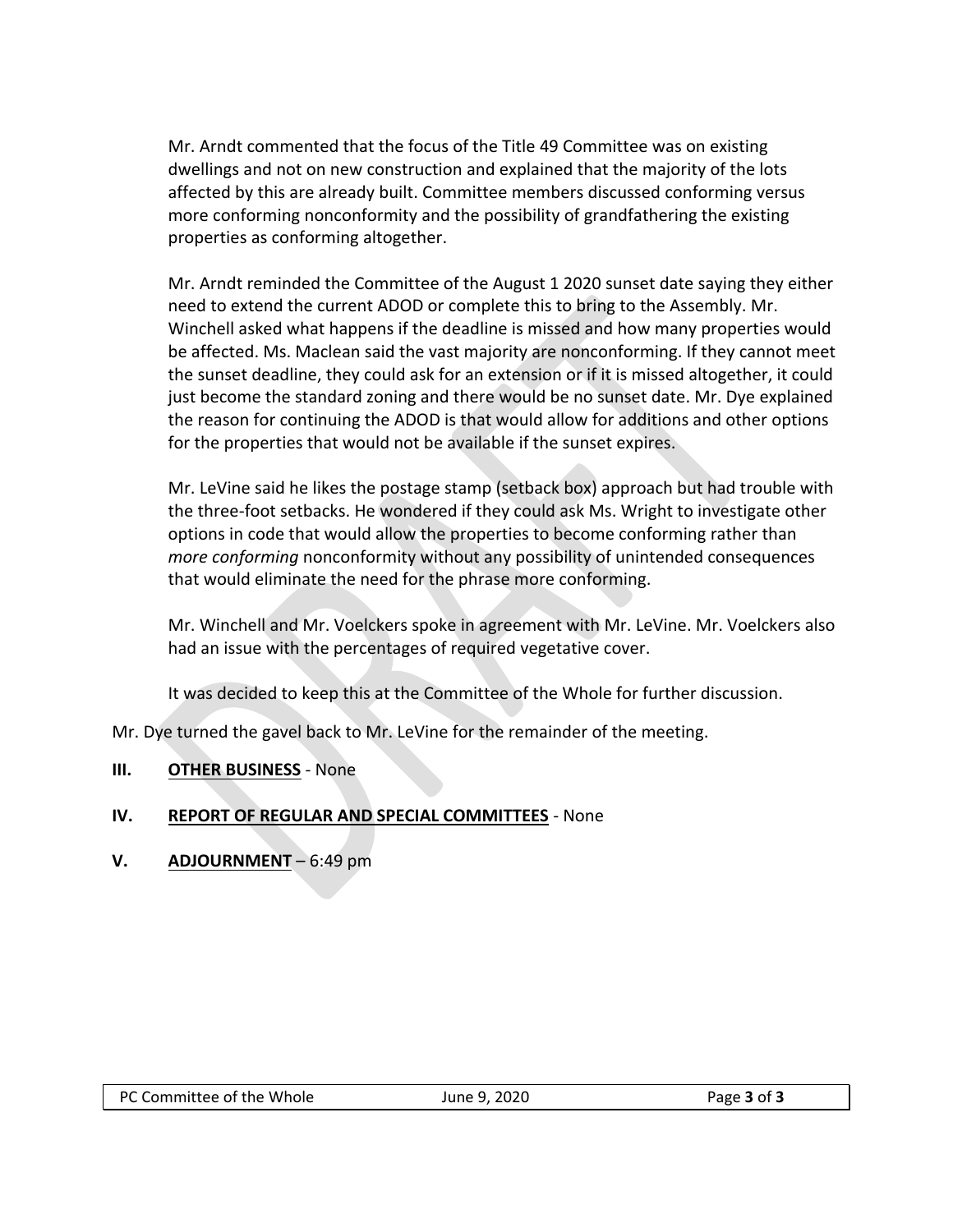Mr. Arndt commented that the focus of the Title 49 Committee was on existing dwellings and not on new construction and explained that the majority of the lots affected by this are already built. Committee members discussed conforming versus more conforming nonconformity and the possibility of grandfathering the existing properties as conforming altogether.

Mr. Arndt reminded the Committee of the August 1 2020 sunset date saying they either need to extend the current ADOD or complete this to bring to the Assembly. Mr. Winchell asked what happens if the deadline is missed and how many properties would be affected. Ms. Maclean said the vast majority are nonconforming. If they cannot meet the sunset deadline, they could ask for an extension or if it is missed altogether, it could just become the standard zoning and there would be no sunset date. Mr. Dye explained the reason for continuing the ADOD is that would allow for additions and other options for the properties that would not be available if the sunset expires.

Mr. LeVine said he likes the postage stamp (setback box) approach but had trouble with the three-foot setbacks. He wondered if they could ask Ms. Wright to investigate other options in code that would allow the properties to become conforming rather than *more conforming* nonconformity without any possibility of unintended consequences that would eliminate the need for the phrase more conforming.

Mr. Winchell and Mr. Voelckers spoke in agreement with Mr. LeVine. Mr. Voelckers also had an issue with the percentages of required vegetative cover.

It was decided to keep this at the Committee of the Whole for further discussion.

Mr. Dye turned the gavel back to Mr. LeVine for the remainder of the meeting.

## III. **OTHER BUSINESS** - None

## IV. **REPORT OF REGULAR AND SPECIAL COMMITTEES** - None

## V. **ADJOURNMENT** – 6:49 pm